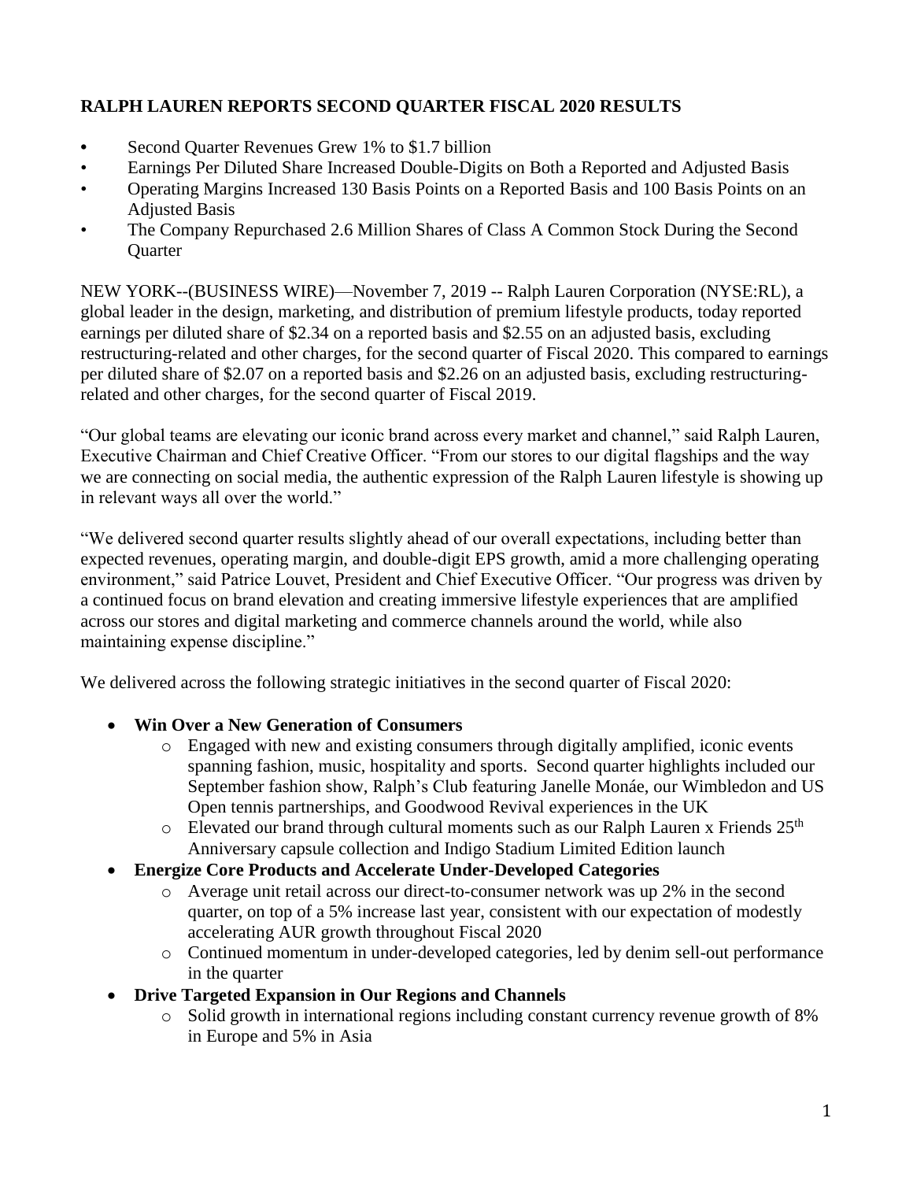# RALPH LAUREN REPORTS SECOND QUARTER FISCAL 2020 RESULTS

- Second Quarter Revenues Grew 1% to $1.7 billion
- Earnings Per Diluted Share Increased Double-Digits on Both a Reported and Adjusted Basis
- Operating Margins Increased 130 Basis Points on a Reported Basis and 100 Basis Points on an Adjusted Basis
- The Company Repurchased 2.6 Million Shares of Class A Common Stock During the Second Quarter

NEW YORK--(BUSINESS WIRE)—November 7, 2019 -- Ralph Lauren Corporation (NYSE:RL), a global leader in the design, marketing, and distribution of premium lifestyle products, today reported earnings per diluted share of $2.34 on a reported basis and $2.55 on an adjusted basis, excluding restructuring-related and other charges, for the second quarter of Fiscal 2020. This compared to earnings per diluted share of $2.07 on a reported basis and $2.26 on an adjusted basis, excluding restructuring-related and other charges, for the second quarter of Fiscal 2019.

"Our global teams are elevating our iconic brand across every market and channel," said Ralph Lauren, Executive Chairman and Chief Creative Officer. "From our stores to our digital flagships and the way we are connecting on social media, the authentic expression of the Ralph Lauren lifestyle is showing up in relevant ways all over the world."

"We delivered second quarter results slightly ahead of our overall expectations, including better than expected revenues, operating margin, and double-digit EPS growth, amid a more challenging operating environment," said Patrice Louvet, President and Chief Executive Officer. "Our progress was driven by a continued focus on brand elevation and creating immersive lifestyle experiences that are amplified across our stores and digital marketing and commerce channels around the world, while also maintaining expense discipline."

We delivered across the following strategic initiatives in the second quarter of Fiscal 2020:

- **Win Over a New Generation of Consumers**
  - Engaged with new and existing consumers through digitally amplified, iconic events spanning fashion, music, hospitality and sports. Second quarter highlights included our September fashion show, Ralph's Club featuring Janelle Monáe, our Wimbledon and US Open tennis partnerships, and Goodwood Revival experiences in the UK
  - Elevated our brand through cultural moments such as our Ralph Lauren x Friends 25th Anniversary capsule collection and Indigo Stadium Limited Edition launch
- **Energize Core Products and Accelerate Under-Developed Categories**
  - Average unit retail across our direct-to-consumer network was up 2% in the second quarter, on top of a 5% increase last year, consistent with our expectation of modestly accelerating AUR growth throughout Fiscal 2020
  - Continued momentum in under-developed categories, led by denim sell-out performance in the quarter
- **Drive Targeted Expansion in Our Regions and Channels**
  - Solid growth in international regions including constant currency revenue growth of 8% in Europe and 5% in Asia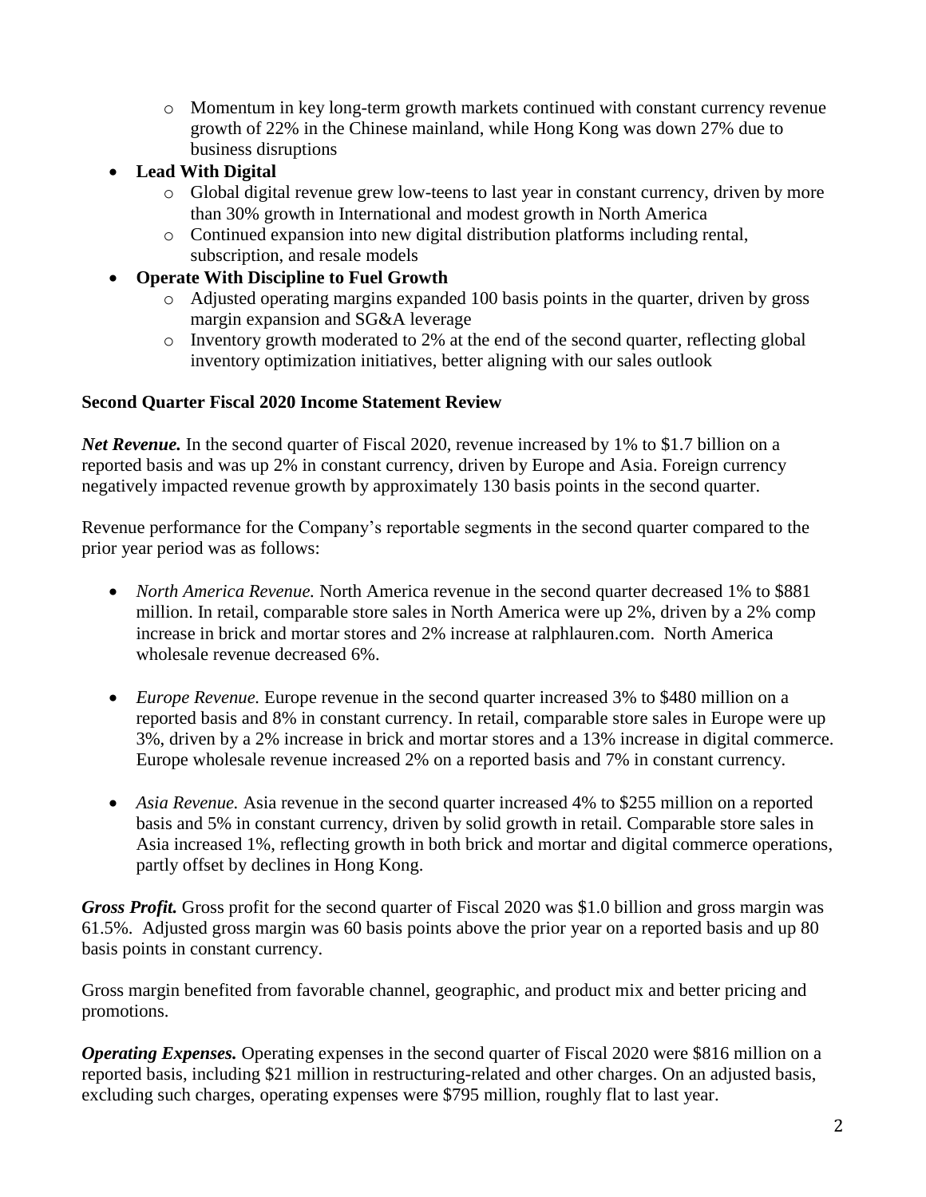- Momentum in key long-term growth markets continued with constant currency revenue growth of 22% in the Chinese mainland, while Hong Kong was down 27% due to business disruptions
- **Lead With Digital**
  - Global digital revenue grew low-teens to last year in constant currency, driven by more than 30% growth in International and modest growth in North America
  - Continued expansion into new digital distribution platforms including rental, subscription, and resale models
- **Operate With Discipline to Fuel Growth**
  - Adjusted operating margins expanded 100 basis points in the quarter, driven by gross margin expansion and SG&A leverage
  - Inventory growth moderated to 2% at the end of the second quarter, reflecting global inventory optimization initiatives, better aligning with our sales outlook

**Second Quarter Fiscal 2020 Income Statement Review**

***Net Revenue.*** In the second quarter of Fiscal 2020, revenue increased by 1% to $1.7 billion on a reported basis and was up 2% in constant currency, driven by Europe and Asia. Foreign currency negatively impacted revenue growth by approximately 130 basis points in the second quarter.

Revenue performance for the Company's reportable segments in the second quarter compared to the prior year period was as follows:

- *North America Revenue.* North America revenue in the second quarter decreased 1% to $881 million. In retail, comparable store sales in North America were up 2%, driven by a 2% comp increase in brick and mortar stores and 2% increase at ralphlauren.com. North America wholesale revenue decreased 6%.

- *Europe Revenue.* Europe revenue in the second quarter increased 3% to $480 million on a reported basis and 8% in constant currency. In retail, comparable store sales in Europe were up 3%, driven by a 2% increase in brick and mortar stores and a 13% increase in digital commerce. Europe wholesale revenue increased 2% on a reported basis and 7% in constant currency.

- *Asia Revenue.* Asia revenue in the second quarter increased 4% to $255 million on a reported basis and 5% in constant currency, driven by solid growth in retail. Comparable store sales in Asia increased 1%, reflecting growth in both brick and mortar and digital commerce operations, partly offset by declines in Hong Kong.

***Gross Profit.*** Gross profit for the second quarter of Fiscal 2020 was $1.0 billion and gross margin was 61.5%. Adjusted gross margin was 60 basis points above the prior year on a reported basis and up 80 basis points in constant currency.

Gross margin benefited from favorable channel, geographic, and product mix and better pricing and promotions.

***Operating Expenses.*** Operating expenses in the second quarter of Fiscal 2020 were $816 million on a reported basis, including $21 million in restructuring-related and other charges. On an adjusted basis, excluding such charges, operating expenses were $795 million, roughly flat to last year.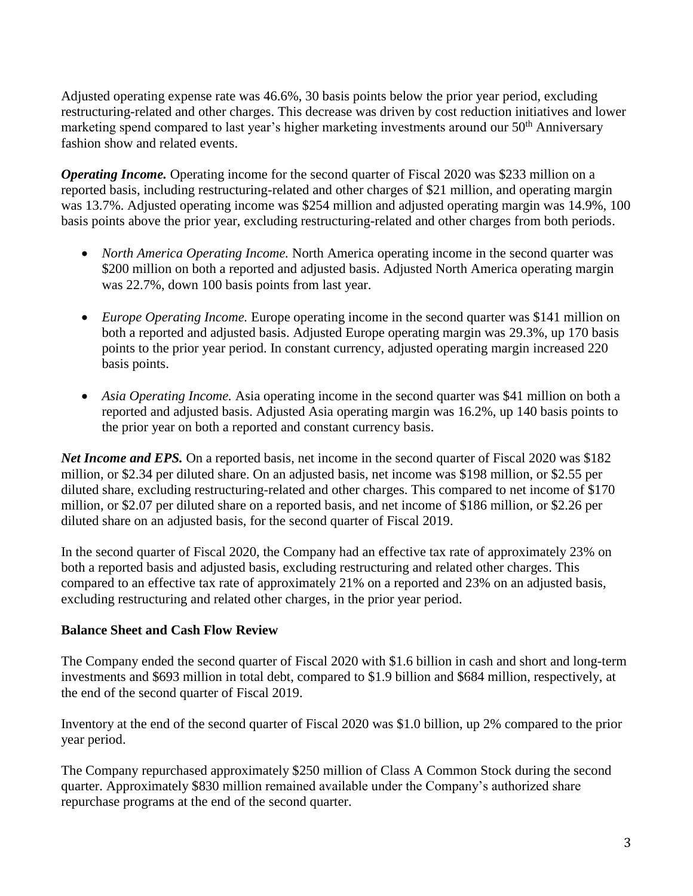Adjusted operating expense rate was 46.6%, 30 basis points below the prior year period, excluding restructuring-related and other charges. This decrease was driven by cost reduction initiatives and lower marketing spend compared to last year's higher marketing investments around our 50th Anniversary fashion show and related events.

***Operating Income.*** Operating income for the second quarter of Fiscal 2020 was $233 million on a reported basis, including restructuring-related and other charges of $21 million, and operating margin was 13.7%. Adjusted operating income was $254 million and adjusted operating margin was 14.9%, 100 basis points above the prior year, excluding restructuring-related and other charges from both periods.

- *North America Operating Income.* North America operating income in the second quarter was $200 million on both a reported and adjusted basis. Adjusted North America operating margin was 22.7%, down 100 basis points from last year.

- *Europe Operating Income.* Europe operating income in the second quarter was $141 million on both a reported and adjusted basis. Adjusted Europe operating margin was 29.3%, up 170 basis points to the prior year period. In constant currency, adjusted operating margin increased 220 basis points.

- *Asia Operating Income.* Asia operating income in the second quarter was $41 million on both a reported and adjusted basis. Adjusted Asia operating margin was 16.2%, up 140 basis points to the prior year on both a reported and constant currency basis.

***Net Income and EPS.*** On a reported basis, net income in the second quarter of Fiscal 2020 was $182 million, or $2.34 per diluted share. On an adjusted basis, net income was $198 million, or $2.55 per diluted share, excluding restructuring-related and other charges. This compared to net income of $170 million, or $2.07 per diluted share on a reported basis, and net income of $186 million, or $2.26 per diluted share on an adjusted basis, for the second quarter of Fiscal 2019.

In the second quarter of Fiscal 2020, the Company had an effective tax rate of approximately 23% on both a reported basis and adjusted basis, excluding restructuring and related other charges. This compared to an effective tax rate of approximately 21% on a reported and 23% on an adjusted basis, excluding restructuring and related other charges, in the prior year period.

**Balance Sheet and Cash Flow Review**

The Company ended the second quarter of Fiscal 2020 with $1.6 billion in cash and short and long-term investments and $693 million in total debt, compared to $1.9 billion and $684 million, respectively, at the end of the second quarter of Fiscal 2019.

Inventory at the end of the second quarter of Fiscal 2020 was $1.0 billion, up 2% compared to the prior year period.

The Company repurchased approximately $250 million of Class A Common Stock during the second quarter. Approximately $830 million remained available under the Company's authorized share repurchase programs at the end of the second quarter.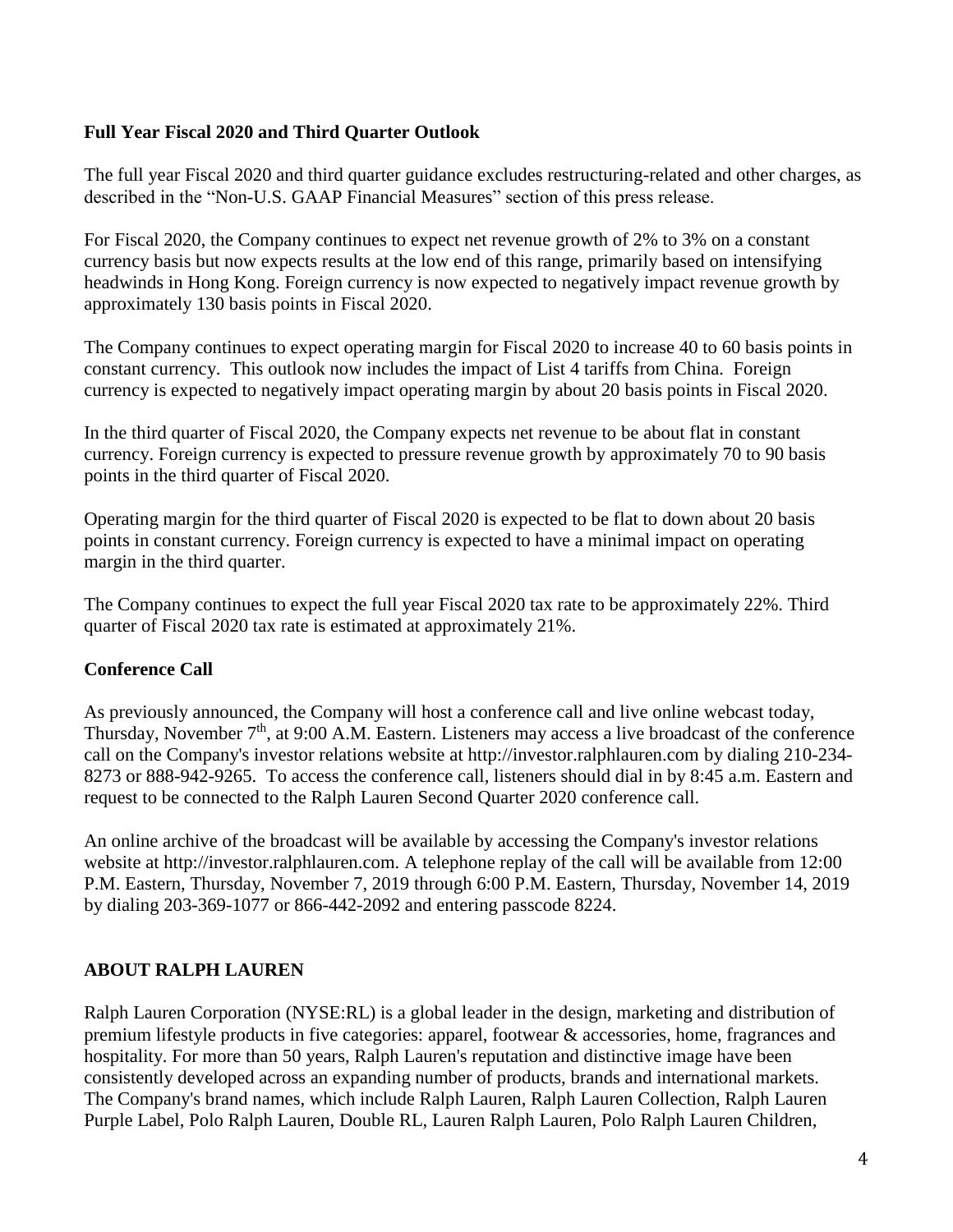**Full Year Fiscal 2020 and Third Quarter Outlook**

The full year Fiscal 2020 and third quarter guidance excludes restructuring-related and other charges, as described in the "Non-U.S. GAAP Financial Measures" section of this press release.

For Fiscal 2020, the Company continues to expect net revenue growth of 2% to 3% on a constant currency basis but now expects results at the low end of this range, primarily based on intensifying headwinds in Hong Kong. Foreign currency is now expected to negatively impact revenue growth by approximately 130 basis points in Fiscal 2020.

The Company continues to expect operating margin for Fiscal 2020 to increase 40 to 60 basis points in constant currency. This outlook now includes the impact of List 4 tariffs from China. Foreign currency is expected to negatively impact operating margin by about 20 basis points in Fiscal 2020.

In the third quarter of Fiscal 2020, the Company expects net revenue to be about flat in constant currency. Foreign currency is expected to pressure revenue growth by approximately 70 to 90 basis points in the third quarter of Fiscal 2020.

Operating margin for the third quarter of Fiscal 2020 is expected to be flat to down about 20 basis points in constant currency. Foreign currency is expected to have a minimal impact on operating margin in the third quarter.

The Company continues to expect the full year Fiscal 2020 tax rate to be approximately 22%. Third quarter of Fiscal 2020 tax rate is estimated at approximately 21%.

**Conference Call**

As previously announced, the Company will host a conference call and live online webcast today, Thursday, November 7th, at 9:00 A.M. Eastern. Listeners may access a live broadcast of the conference call on the Company's investor relations website at http://investor.ralphlauren.com by dialing 210-234-8273 or 888-942-9265. To access the conference call, listeners should dial in by 8:45 a.m. Eastern and request to be connected to the Ralph Lauren Second Quarter 2020 conference call.

An online archive of the broadcast will be available by accessing the Company's investor relations website at http://investor.ralphlauren.com. A telephone replay of the call will be available from 12:00 P.M. Eastern, Thursday, November 7, 2019 through 6:00 P.M. Eastern, Thursday, November 14, 2019 by dialing 203-369-1077 or 866-442-2092 and entering passcode 8224.

**ABOUT RALPH LAUREN**

Ralph Lauren Corporation (NYSE:RL) is a global leader in the design, marketing and distribution of premium lifestyle products in five categories: apparel, footwear & accessories, home, fragrances and hospitality. For more than 50 years, Ralph Lauren's reputation and distinctive image have been consistently developed across an expanding number of products, brands and international markets. The Company's brand names, which include Ralph Lauren, Ralph Lauren Collection, Ralph Lauren Purple Label, Polo Ralph Lauren, Double RL, Lauren Ralph Lauren, Polo Ralph Lauren Children,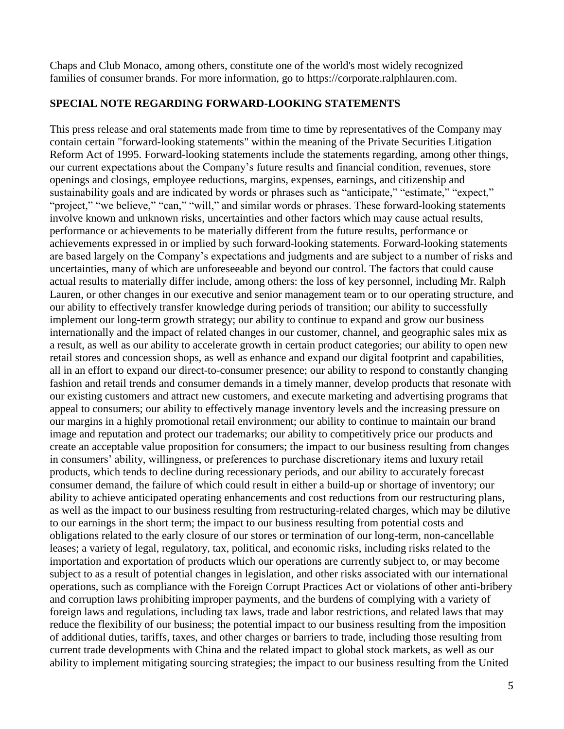Chaps and Club Monaco, among others, constitute one of the world's most widely recognized families of consumer brands. For more information, go to https://corporate.ralphlauren.com.

**SPECIAL NOTE REGARDING FORWARD-LOOKING STATEMENTS**

This press release and oral statements made from time to time by representatives of the Company may contain certain "forward-looking statements" within the meaning of the Private Securities Litigation Reform Act of 1995. Forward-looking statements include the statements regarding, among other things, our current expectations about the Company's future results and financial condition, revenues, store openings and closings, employee reductions, margins, expenses, earnings, and citizenship and sustainability goals and are indicated by words or phrases such as "anticipate," "estimate," "expect," "project," "we believe," "can," "will," and similar words or phrases. These forward-looking statements involve known and unknown risks, uncertainties and other factors which may cause actual results, performance or achievements to be materially different from the future results, performance or achievements expressed in or implied by such forward-looking statements. Forward-looking statements are based largely on the Company's expectations and judgments and are subject to a number of risks and uncertainties, many of which are unforeseeable and beyond our control. The factors that could cause actual results to materially differ include, among others: the loss of key personnel, including Mr. Ralph Lauren, or other changes in our executive and senior management team or to our operating structure, and our ability to effectively transfer knowledge during periods of transition; our ability to successfully implement our long-term growth strategy; our ability to continue to expand and grow our business internationally and the impact of related changes in our customer, channel, and geographic sales mix as a result, as well as our ability to accelerate growth in certain product categories; our ability to open new retail stores and concession shops, as well as enhance and expand our digital footprint and capabilities, all in an effort to expand our direct-to-consumer presence; our ability to respond to constantly changing fashion and retail trends and consumer demands in a timely manner, develop products that resonate with our existing customers and attract new customers, and execute marketing and advertising programs that appeal to consumers; our ability to effectively manage inventory levels and the increasing pressure on our margins in a highly promotional retail environment; our ability to continue to maintain our brand image and reputation and protect our trademarks; our ability to competitively price our products and create an acceptable value proposition for consumers; the impact to our business resulting from changes in consumers' ability, willingness, or preferences to purchase discretionary items and luxury retail products, which tends to decline during recessionary periods, and our ability to accurately forecast consumer demand, the failure of which could result in either a build-up or shortage of inventory; our ability to achieve anticipated operating enhancements and cost reductions from our restructuring plans, as well as the impact to our business resulting from restructuring-related charges, which may be dilutive to our earnings in the short term; the impact to our business resulting from potential costs and obligations related to the early closure of our stores or termination of our long-term, non-cancellable leases; a variety of legal, regulatory, tax, political, and economic risks, including risks related to the importation and exportation of products which our operations are currently subject to, or may become subject to as a result of potential changes in legislation, and other risks associated with our international operations, such as compliance with the Foreign Corrupt Practices Act or violations of other anti-bribery and corruption laws prohibiting improper payments, and the burdens of complying with a variety of foreign laws and regulations, including tax laws, trade and labor restrictions, and related laws that may reduce the flexibility of our business; the potential impact to our business resulting from the imposition of additional duties, tariffs, taxes, and other charges or barriers to trade, including those resulting from current trade developments with China and the related impact to global stock markets, as well as our ability to implement mitigating sourcing strategies; the impact to our business resulting from the United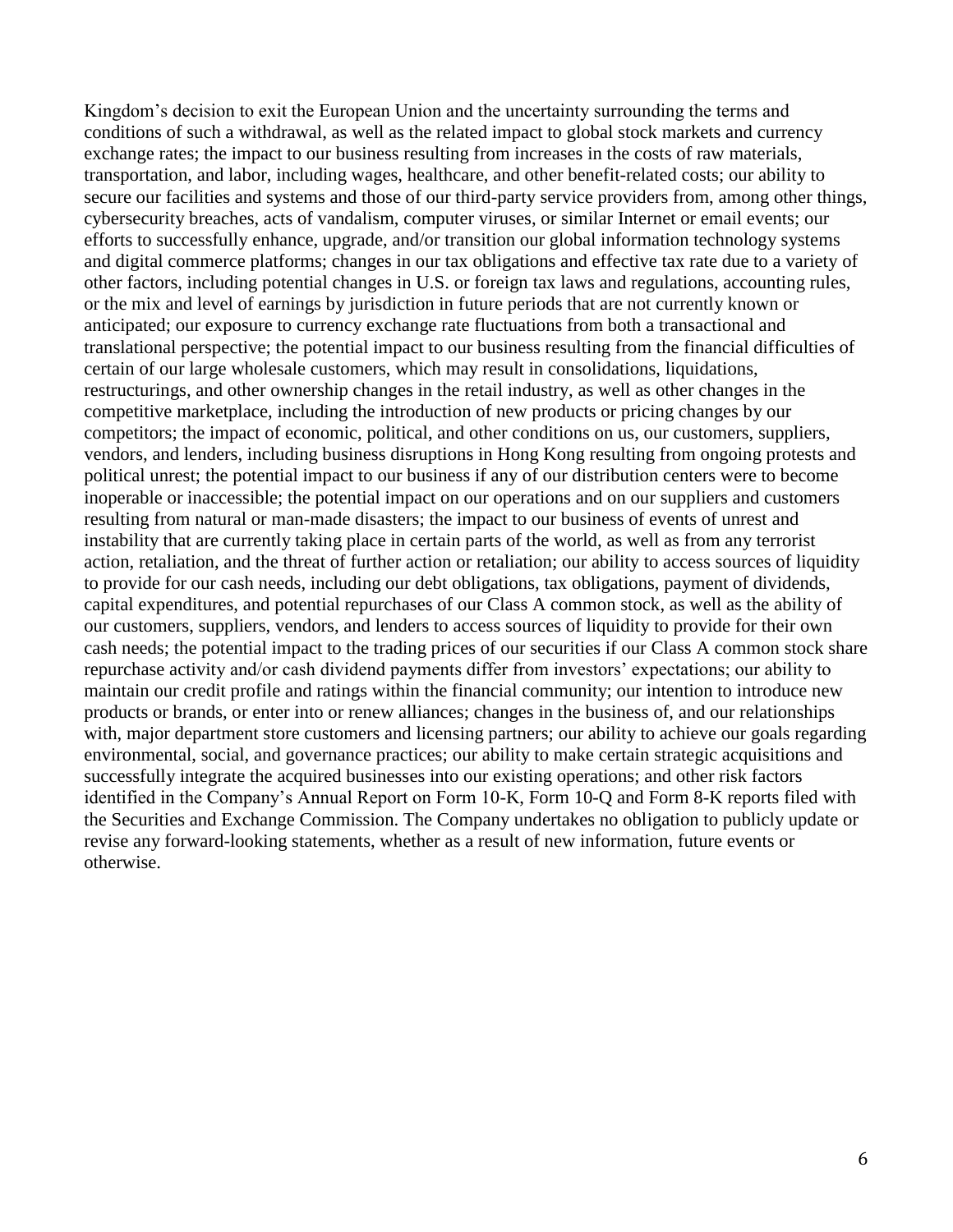Kingdom's decision to exit the European Union and the uncertainty surrounding the terms and conditions of such a withdrawal, as well as the related impact to global stock markets and currency exchange rates; the impact to our business resulting from increases in the costs of raw materials, transportation, and labor, including wages, healthcare, and other benefit-related costs; our ability to secure our facilities and systems and those of our third-party service providers from, among other things, cybersecurity breaches, acts of vandalism, computer viruses, or similar Internet or email events; our efforts to successfully enhance, upgrade, and/or transition our global information technology systems and digital commerce platforms; changes in our tax obligations and effective tax rate due to a variety of other factors, including potential changes in U.S. or foreign tax laws and regulations, accounting rules, or the mix and level of earnings by jurisdiction in future periods that are not currently known or anticipated; our exposure to currency exchange rate fluctuations from both a transactional and translational perspective; the potential impact to our business resulting from the financial difficulties of certain of our large wholesale customers, which may result in consolidations, liquidations, restructurings, and other ownership changes in the retail industry, as well as other changes in the competitive marketplace, including the introduction of new products or pricing changes by our competitors; the impact of economic, political, and other conditions on us, our customers, suppliers, vendors, and lenders, including business disruptions in Hong Kong resulting from ongoing protests and political unrest; the potential impact to our business if any of our distribution centers were to become inoperable or inaccessible; the potential impact on our operations and on our suppliers and customers resulting from natural or man-made disasters; the impact to our business of events of unrest and instability that are currently taking place in certain parts of the world, as well as from any terrorist action, retaliation, and the threat of further action or retaliation; our ability to access sources of liquidity to provide for our cash needs, including our debt obligations, tax obligations, payment of dividends, capital expenditures, and potential repurchases of our Class A common stock, as well as the ability of our customers, suppliers, vendors, and lenders to access sources of liquidity to provide for their own cash needs; the potential impact to the trading prices of our securities if our Class A common stock share repurchase activity and/or cash dividend payments differ from investors' expectations; our ability to maintain our credit profile and ratings within the financial community; our intention to introduce new products or brands, or enter into or renew alliances; changes in the business of, and our relationships with, major department store customers and licensing partners; our ability to achieve our goals regarding environmental, social, and governance practices; our ability to make certain strategic acquisitions and successfully integrate the acquired businesses into our existing operations; and other risk factors identified in the Company's Annual Report on Form 10-K, Form 10-Q and Form 8-K reports filed with the Securities and Exchange Commission. The Company undertakes no obligation to publicly update or revise any forward-looking statements, whether as a result of new information, future events or otherwise.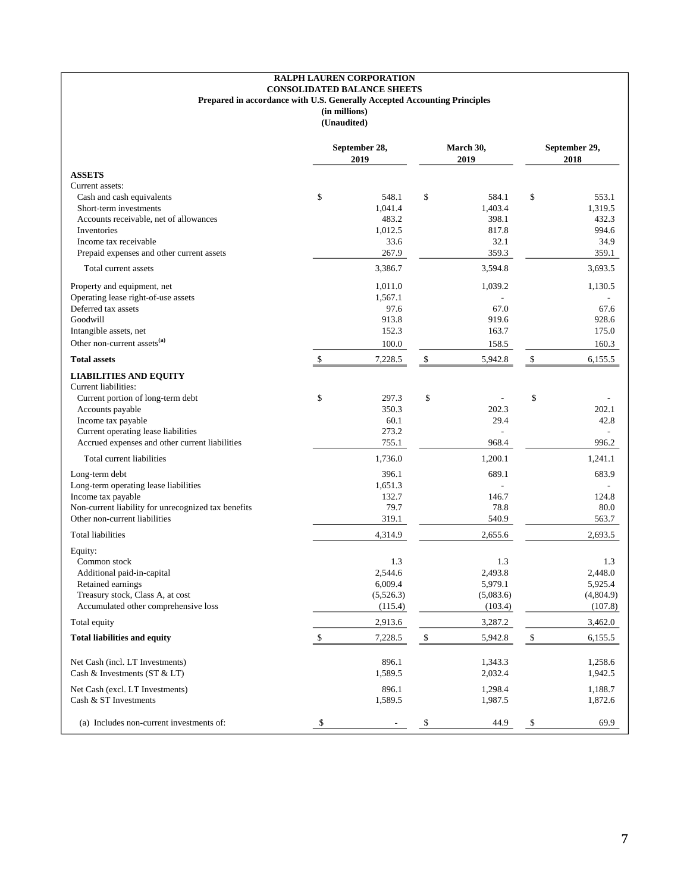**RALPH LAUREN CORPORATION**
**CONSOLIDATED BALANCE SHEETS**
**Prepared in accordance with U.S. Generally Accepted Accounting Principles**
**(in millions)**
**(Unaudited)**

| | September 28, 2019 | March 30, 2019 | September 29, 2018 |
|---|---|---|---|
| **ASSETS** | | | |
| Current assets: | | | |
| Cash and cash equivalents | $ 548.1 | $ 584.1 | $ 553.1 |
| Short-term investments | 1,041.4 | 1,403.4 | 1,319.5 |
| Accounts receivable, net of allowances | 483.2 | 398.1 | 432.3 |
| Inventories | 1,012.5 | 817.8 | 994.6 |
| Income tax receivable | 33.6 | 32.1 | 34.9 |
| Prepaid expenses and other current assets | 267.9 | 359.3 | 359.1 |
| Total current assets | 3,386.7 | 3,594.8 | 3,693.5 |
| Property and equipment, net | 1,011.0 | 1,039.2 | 1,130.5 |
| Operating lease right-of-use assets | 1,567.1 | - | - |
| Deferred tax assets | 97.6 | 67.0 | 67.6 |
| Goodwill | 913.8 | 919.6 | 928.6 |
| Intangible assets, net | 152.3 | 163.7 | 175.0 |
| Other non-current assets[(a)] | 100.0 | 158.5 | 160.3 |
| **Total assets** | $ 7,228.5 | $ 5,942.8 | $ 6,155.5 |
| **LIABILITIES AND EQUITY** | | | |
| Current liabilities: | | | |
| Current portion of long-term debt | $ 297.3 | $ - | $ - |
| Accounts payable | 350.3 | 202.3 | 202.1 |
| Income tax payable | 60.1 | 29.4 | 42.8 |
| Current operating lease liabilities | 273.2 | - | - |
| Accrued expenses and other current liabilities | 755.1 | 968.4 | 996.2 |
| Total current liabilities | 1,736.0 | 1,200.1 | 1,241.1 |
| Long-term debt | 396.1 | 689.1 | 683.9 |
| Long-term operating lease liabilities | 1,651.3 | - | - |
| Income tax payable | 132.7 | 146.7 | 124.8 |
| Non-current liability for unrecognized tax benefits | 79.7 | 78.8 | 80.0 |
| Other non-current liabilities | 319.1 | 540.9 | 563.7 |
| Total liabilities | 4,314.9 | 2,655.6 | 2,693.5 |
| Equity: | | | |
| Common stock | 1.3 | 1.3 | 1.3 |
| Additional paid-in-capital | 2,544.6 | 2,493.8 | 2,448.0 |
| Retained earnings | 6,009.4 | 5,979.1 | 5,925.4 |
| Treasury stock, Class A, at cost | (5,526.3) | (5,083.6) | (4,804.9) |
| Accumulated other comprehensive loss | (115.4) | (103.4) | (107.8) |
| Total equity | 2,913.6 | 3,287.2 | 3,462.0 |
| **Total liabilities and equity** | $ 7,228.5 | $ 5,942.8 | $ 6,155.5 |
| | | | |
| Net Cash (incl. LT Investments) | 896.1 | 1,343.3 | 1,258.6 |
| Cash & Investments (ST & LT) | 1,589.5 | 2,032.4 | 1,942.5 |
| Net Cash (excl. LT Investments) | 896.1 | 1,298.4 | 1,188.7 |
| Cash & ST Investments | 1,589.5 | 1,987.5 | 1,872.6 |
| | | | |
| (a) Includes non-current investments of: | $ - | $ 44.9 | $ 69.9 |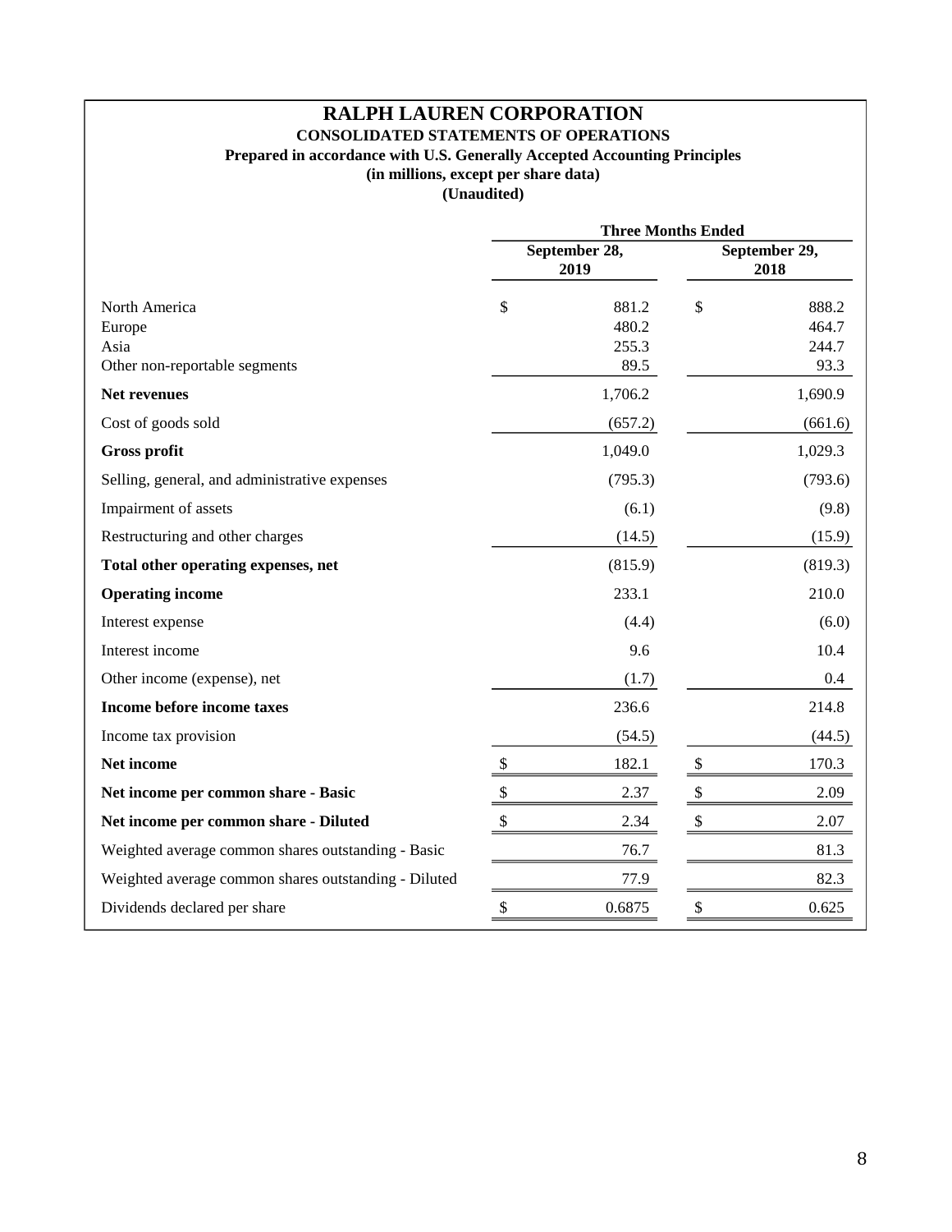# RALPH LAUREN CORPORATION

**CONSOLIDATED STATEMENTS OF OPERATIONS**
**Prepared in accordance with U.S. Generally Accepted Accounting Principles**
**(in millions, except per share data)**
**(Unaudited)**

| | Three Months Ended | |
|---|---|---|
| | **September 28, 2019** | **September 29, 2018** |
| North America | $ 881.2 | $ 888.2 |
| Europe | 480.2 | 464.7 |
| Asia | 255.3 | 244.7 |
| Other non-reportable segments | 89.5 | 93.3 |
| **Net revenues** | 1,706.2 | 1,690.9 |
| Cost of goods sold | (657.2) | (661.6) |
| **Gross profit** | 1,049.0 | 1,029.3 |
| Selling, general, and administrative expenses | (795.3) | (793.6) |
| Impairment of assets | (6.1) | (9.8) |
| Restructuring and other charges | (14.5) | (15.9) |
| **Total other operating expenses, net** | (815.9) | (819.3) |
| **Operating income** | 233.1 | 210.0 |
| Interest expense | (4.4) | (6.0) |
| Interest income | 9.6 | 10.4 |
| Other income (expense), net | (1.7) | 0.4 |
| **Income before income taxes** | 236.6 | 214.8 |
| Income tax provision | (54.5) | (44.5) |
| **Net income** | $ 182.1 | $ 170.3 |
| **Net income per common share - Basic** | $ 2.37 | $ 2.09 |
| **Net income per common share - Diluted** | $ 2.34 | $ 2.07 |
| Weighted average common shares outstanding - Basic | 76.7 | 81.3 |
| Weighted average common shares outstanding - Diluted | 77.9 | 82.3 |
| Dividends declared per share | $ 0.6875 | $ 0.625 |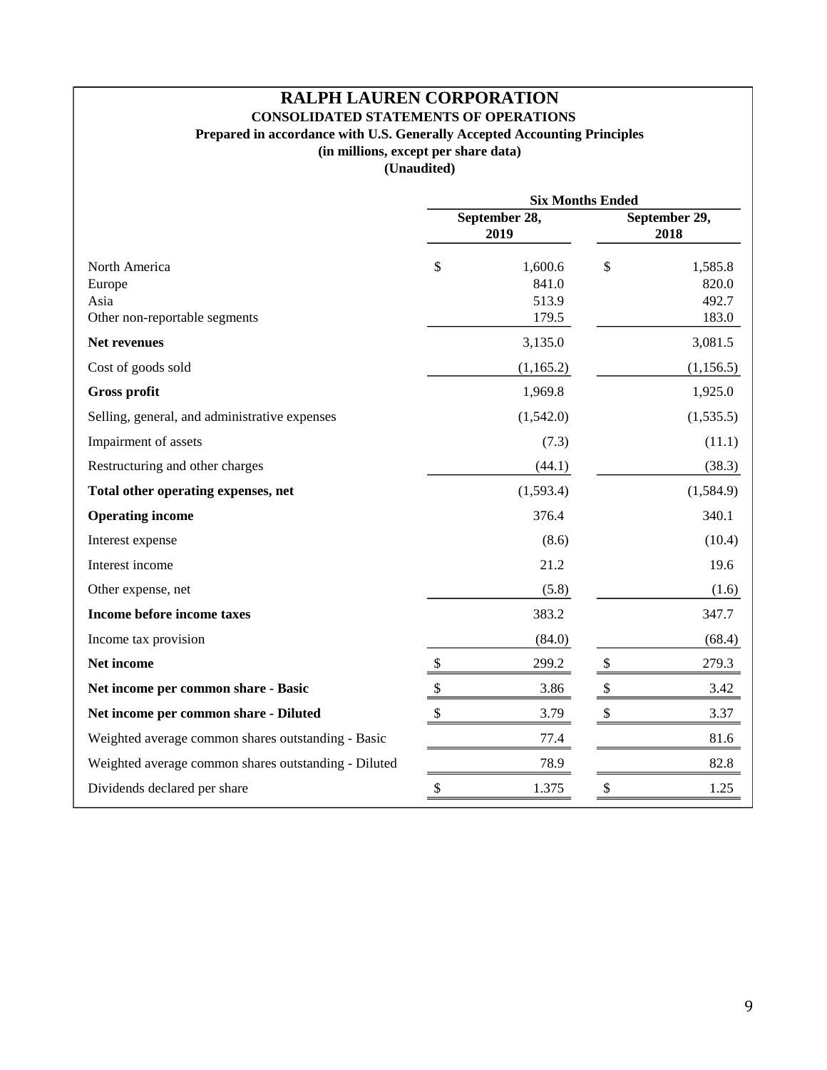# RALPH LAUREN CORPORATION

**CONSOLIDATED STATEMENTS OF OPERATIONS**

**Prepared in accordance with U.S. Generally Accepted Accounting Principles**

**(in millions, except per share data)**

**(Unaudited)**

| | Six Months Ended | |
|---|---|---|
| | **September 28, 2019** | **September 29, 2018** |
| North America | $ 1,600.6 | $ 1,585.8 |
| Europe | 841.0 | 820.0 |
| Asia | 513.9 | 492.7 |
| Other non-reportable segments | 179.5 | 183.0 |
| **Net revenues** | 3,135.0 | 3,081.5 |
| Cost of goods sold | (1,165.2) | (1,156.5) |
| **Gross profit** | 1,969.8 | 1,925.0 |
| Selling, general, and administrative expenses | (1,542.0) | (1,535.5) |
| Impairment of assets | (7.3) | (11.1) |
| Restructuring and other charges | (44.1) | (38.3) |
| **Total other operating expenses, net** | (1,593.4) | (1,584.9) |
| **Operating income** | 376.4 | 340.1 |
| Interest expense | (8.6) | (10.4) |
| Interest income | 21.2 | 19.6 |
| Other expense, net | (5.8) | (1.6) |
| **Income before income taxes** | 383.2 | 347.7 |
| Income tax provision | (84.0) | (68.4) |
| **Net income** | $ 299.2 | $ 279.3 |
| **Net income per common share - Basic** | $ 3.86 | $ 3.42 |
| **Net income per common share - Diluted** | $ 3.79 | $ 3.37 |
| Weighted average common shares outstanding - Basic | 77.4 | 81.6 |
| Weighted average common shares outstanding - Diluted | 78.9 | 82.8 |
| Dividends declared per share | $ 1.375 | $ 1.25 |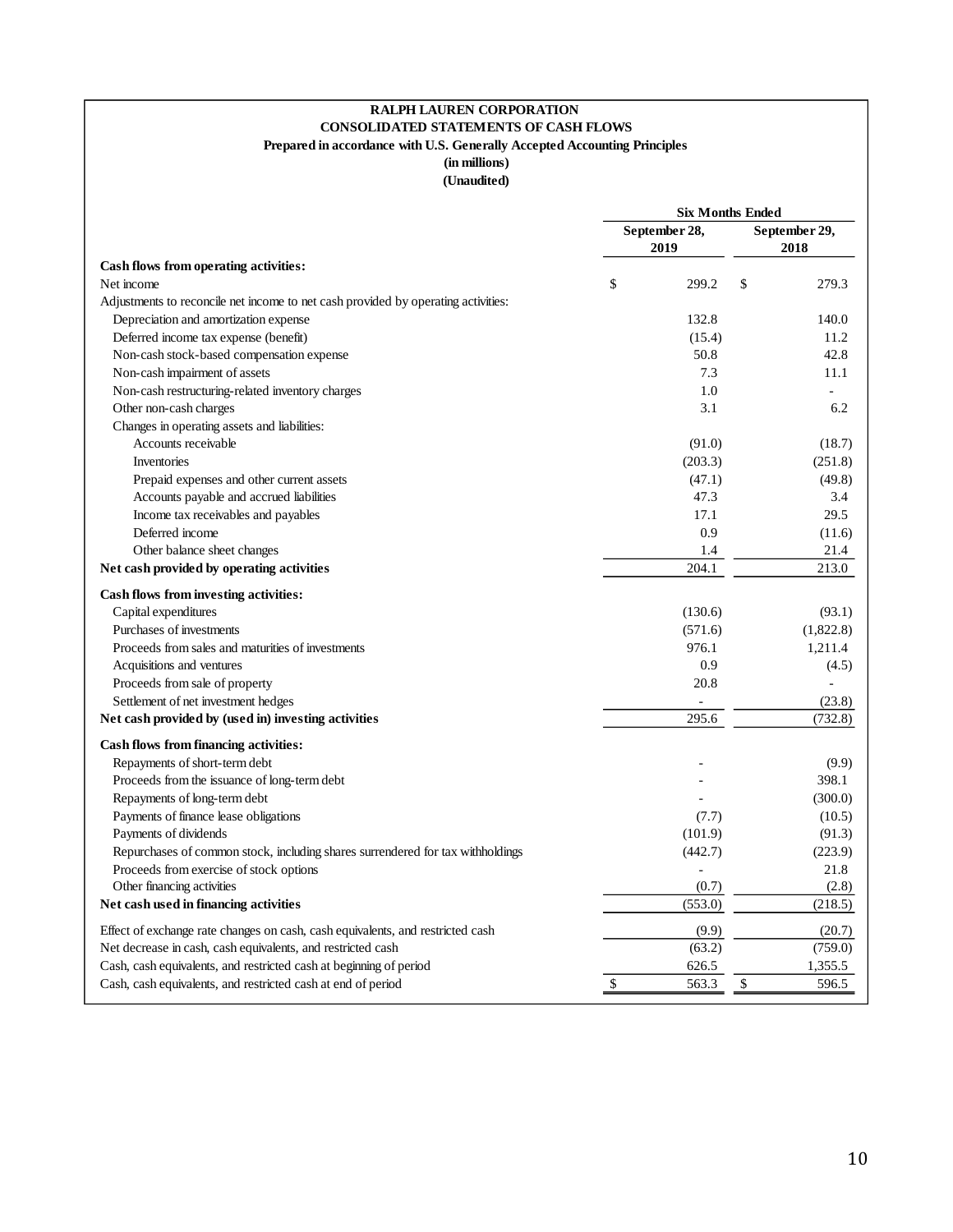**RALPH LAUREN CORPORATION**
**CONSOLIDATED STATEMENTS OF CASH FLOWS**
**Prepared in accordance with U.S. Generally Accepted Accounting Principles**
**(in millions)**
**(Unaudited)**

| | Six Months Ended | |
|---|---|---|
| | September 28, 2019 | September 29, 2018 |
| **Cash flows from operating activities:** | | |
| Net income | $ 299.2 | $ 279.3 |
| Adjustments to reconcile net income to net cash provided by operating activities: | | |
| Depreciation and amortization expense | 132.8 | 140.0 |
| Deferred income tax expense (benefit) | (15.4) | 11.2 |
| Non-cash stock-based compensation expense | 50.8 | 42.8 |
| Non-cash impairment of assets | 7.3 | 11.1 |
| Non-cash restructuring-related inventory charges | 1.0 | - |
| Other non-cash charges | 3.1 | 6.2 |
| Changes in operating assets and liabilities: | | |
| Accounts receivable | (91.0) | (18.7) |
| Inventories | (203.3) | (251.8) |
| Prepaid expenses and other current assets | (47.1) | (49.8) |
| Accounts payable and accrued liabilities | 47.3 | 3.4 |
| Income tax receivables and payables | 17.1 | 29.5 |
| Deferred income | 0.9 | (11.6) |
| Other balance sheet changes | 1.4 | 21.4 |
| **Net cash provided by operating activities** | 204.1 | 213.0 |
| **Cash flows from investing activities:** | | |
| Capital expenditures | (130.6) | (93.1) |
| Purchases of investments | (571.6) | (1,822.8) |
| Proceeds from sales and maturities of investments | 976.1 | 1,211.4 |
| Acquisitions and ventures | 0.9 | (4.5) |
| Proceeds from sale of property | 20.8 | - |
| Settlement of net investment hedges | - | (23.8) |
| **Net cash provided by (used in) investing activities** | 295.6 | (732.8) |
| **Cash flows from financing activities:** | | |
| Repayments of short-term debt | - | (9.9) |
| Proceeds from the issuance of long-term debt | - | 398.1 |
| Repayments of long-term debt | - | (300.0) |
| Payments of finance lease obligations | (7.7) | (10.5) |
| Payments of dividends | (101.9) | (91.3) |
| Repurchases of common stock, including shares surrendered for tax withholdings | (442.7) | (223.9) |
| Proceeds from exercise of stock options | - | 21.8 |
| Other financing activities | (0.7) | (2.8) |
| **Net cash used in financing activities** | (553.0) | (218.5) |
| Effect of exchange rate changes on cash, cash equivalents, and restricted cash | (9.9) | (20.7) |
| Net decrease in cash, cash equivalents, and restricted cash | (63.2) | (759.0) |
| Cash, cash equivalents, and restricted cash at beginning of period | 626.5 | 1,355.5 |
| Cash, cash equivalents, and restricted cash at end of period | $ 563.3 | $ 596.5 |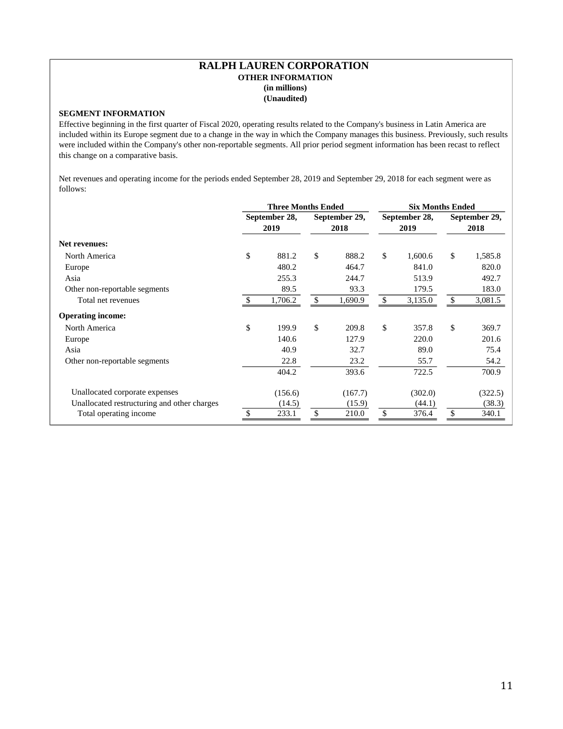# RALPH LAUREN CORPORATION

**OTHER INFORMATION**

**(in millions)**

**(Unaudited)**

**SEGMENT INFORMATION**

Effective beginning in the first quarter of Fiscal 2020, operating results related to the Company's business in Latin America are included within its Europe segment due to a change in the way in which the Company manages this business. Previously, such results were included within the Company's other non-reportable segments. All prior period segment information has been recast to reflect this change on a comparative basis.

Net revenues and operating income for the periods ended September 28, 2019 and September 29, 2018 for each segment were as follows:

| | Three Months Ended | | Six Months Ended | |
|---|---|---|---|---|
| | September 28, 2019 | September 29, 2018 | September 28, 2019 | September 29, 2018 |
| **Net revenues:** | | | | |
| North America | $ 881.2 | $ 888.2 | $ 1,600.6 | $ 1,585.8 |
| Europe | 480.2 | 464.7 | 841.0 | 820.0 |
| Asia | 255.3 | 244.7 | 513.9 | 492.7 |
| Other non-reportable segments | 89.5 | 93.3 | 179.5 | 183.0 |
| Total net revenues | $ 1,706.2 | $ 1,690.9 | $ 3,135.0 | $ 3,081.5 |
| **Operating income:** | | | | |
| North America | $ 199.9 | $ 209.8 | $ 357.8 | $ 369.7 |
| Europe | 140.6 | 127.9 | 220.0 | 201.6 |
| Asia | 40.9 | 32.7 | 89.0 | 75.4 |
| Other non-reportable segments | 22.8 | 23.2 | 55.7 | 54.2 |
| | 404.2 | 393.6 | 722.5 | 700.9 |
| Unallocated corporate expenses | (156.6) | (167.7) | (302.0) | (322.5) |
| Unallocated restructuring and other charges | (14.5) | (15.9) | (44.1) | (38.3) |
| Total operating income | $ 233.1 | $ 210.0 | $ 376.4 | $ 340.1 |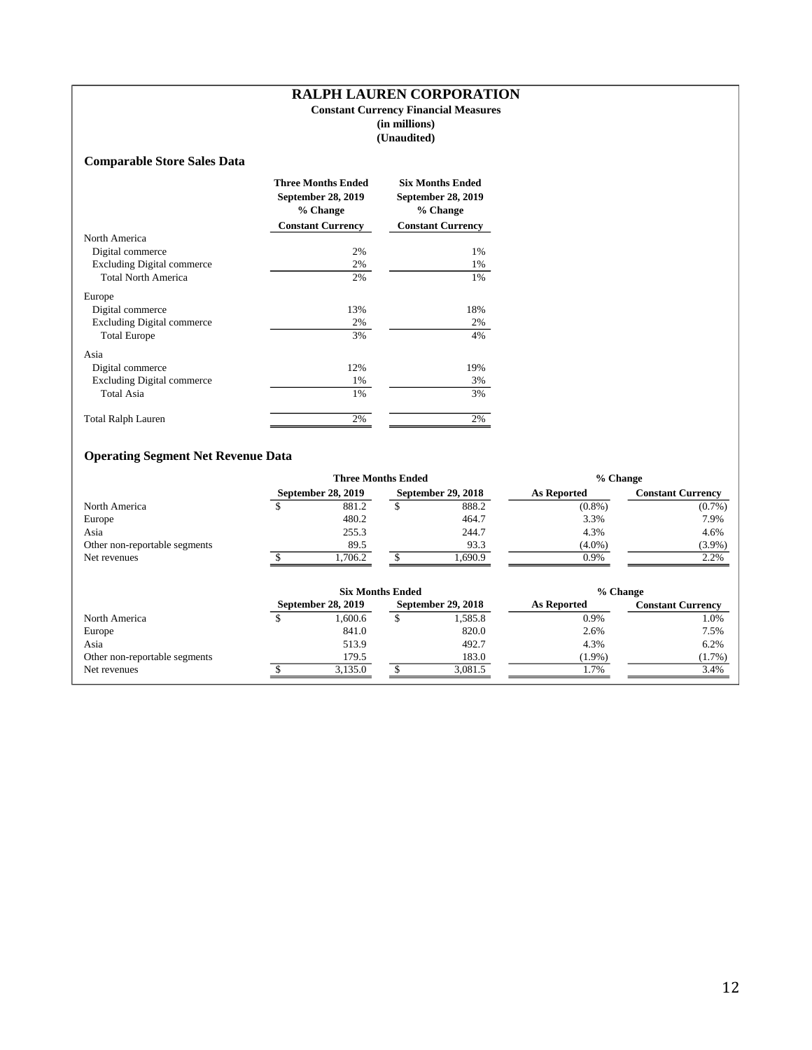# RALPH LAUREN CORPORATION

**Constant Currency Financial Measures**
**(in millions)**
**(Unaudited)**

## Comparable Store Sales Data

| | Three Months Ended September 28, 2019 % Change Constant Currency | Six Months Ended September 28, 2019 % Change Constant Currency |
|---|---|---|
| North America | | |
| Digital commerce | 2% | 1% |
| Excluding Digital commerce | 2% | 1% |
| Total North America | 2% | 1% |
| Europe | | |
| Digital commerce | 13% | 18% |
| Excluding Digital commerce | 2% | 2% |
| Total Europe | 3% | 4% |
| Asia | | |
| Digital commerce | 12% | 19% |
| Excluding Digital commerce | 1% | 3% |
| Total Asia | 1% | 3% |
| Total Ralph Lauren | 2% | 2% |

## Operating Segment Net Revenue Data

| | Three Months Ended | | % Change | |
|---|---|---|---|---|
| | September 28, 2019 | September 29, 2018 | As Reported | Constant Currency |
| North America | $ 881.2 | $ 888.2 | (0.8%) | (0.7%) |
| Europe | 480.2 | 464.7 | 3.3% | 7.9% |
| Asia | 255.3 | 244.7 | 4.3% | 4.6% |
| Other non-reportable segments | 89.5 | 93.3 | (4.0%) | (3.9%) |
| Net revenues | $ 1,706.2 | $ 1,690.9 | 0.9% | 2.2% |

| | Six Months Ended | | % Change | |
|---|---|---|---|---|
| | September 28, 2019 | September 29, 2018 | As Reported | Constant Currency |
| North America | $ 1,600.6 | $ 1,585.8 | 0.9% | 1.0% |
| Europe | 841.0 | 820.0 | 2.6% | 7.5% |
| Asia | 513.9 | 492.7 | 4.3% | 6.2% |
| Other non-reportable segments | 179.5 | 183.0 | (1.9%) | (1.7%) |
| Net revenues | $ 3,135.0 | $ 3,081.5 | 1.7% | 3.4% |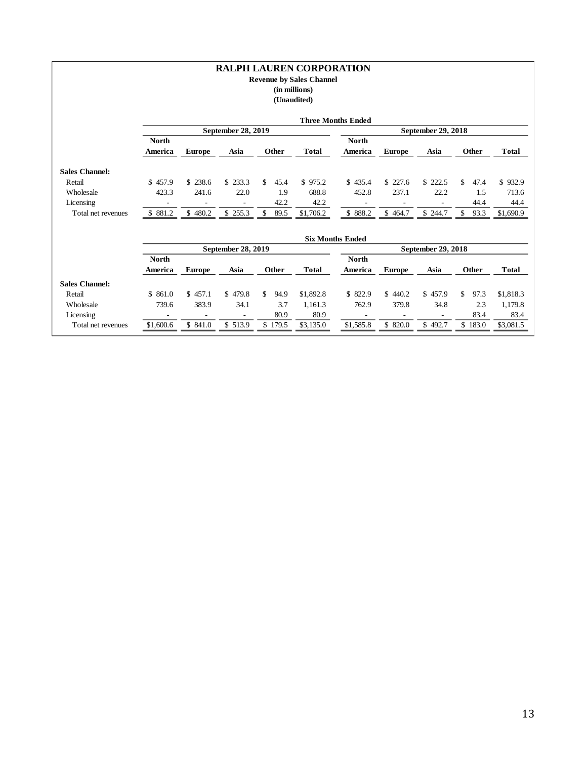# RALPH LAUREN CORPORATION

**Revenue by Sales Channel**
**(in millions)**
**(Unaudited)**

| | Three Months Ended | | | | | | | | | |
|---|---|---|---|---|---|---|---|---|---|---|
| | September 28, 2019 | | | | | September 29, 2018 | | | | |
| | North America | Europe | Asia | Other | Total | North America | Europe | Asia | Other | Total |
| **Sales Channel:** | | | | | | | | | | |
| Retail | $ 457.9 | $ 238.6 | $ 233.3 | $ 45.4 | $ 975.2 | $ 435.4 | $ 227.6 | $ 222.5 | $ 47.4 | $ 932.9 |
| Wholesale | 423.3 | 241.6 | 22.0 | 1.9 | 688.8 | 452.8 | 237.1 | 22.2 | 1.5 | 713.6 |
| Licensing | - | - | - | 42.2 | 42.2 | - | - | - | 44.4 | 44.4 |
| Total net revenues | $ 881.2 | $ 480.2 | $ 255.3 | $ 89.5 | $1,706.2 | $ 888.2 | $ 464.7 | $ 244.7 | $ 93.3 | $1,690.9 |

| | Six Months Ended | | | | | | | | | |
|---|---|---|---|---|---|---|---|---|---|---|
| | September 28, 2019 | | | | | September 29, 2018 | | | | |
| | North America | Europe | Asia | Other | Total | North America | Europe | Asia | Other | Total |
| **Sales Channel:** | | | | | | | | | | |
| Retail | $ 861.0 | $ 457.1 | $ 479.8 | $ 94.9 | $1,892.8 | $ 822.9 | $ 440.2 | $ 457.9 | $ 97.3 | $1,818.3 |
| Wholesale | 739.6 | 383.9 | 34.1 | 3.7 | 1,161.3 | 762.9 | 379.8 | 34.8 | 2.3 | 1,179.8 |
| Licensing | - | - | - | 80.9 | 80.9 | - | - | - | 83.4 | 83.4 |
| Total net revenues | $1,600.6 | $ 841.0 | $ 513.9 | $ 179.5 | $3,135.0 | $1,585.8 | $ 820.0 | $ 492.7 | $ 183.0 | $3,081.5 |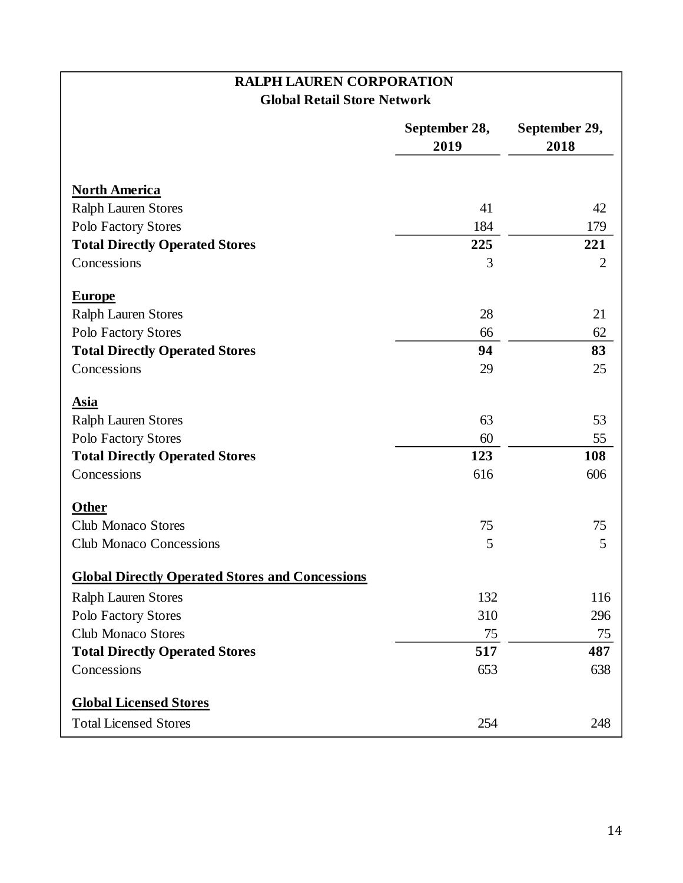# RALPH LAUREN CORPORATION

## Global Retail Store Network

| | September 28, 2019 | September 29, 2018 |
|---|---|---|
| **North America** | | |
| Ralph Lauren Stores | 41 | 42 |
| Polo Factory Stores | 184 | 179 |
| **Total Directly Operated Stores** | **225** | **221** |
| Concessions | 3 | 2 |
| **Europe** | | |
| Ralph Lauren Stores | 28 | 21 |
| Polo Factory Stores | 66 | 62 |
| **Total Directly Operated Stores** | **94** | **83** |
| Concessions | 29 | 25 |
| **Asia** | | |
| Ralph Lauren Stores | 63 | 53 |
| Polo Factory Stores | 60 | 55 |
| **Total Directly Operated Stores** | **123** | **108** |
| Concessions | 616 | 606 |
| **Other** | | |
| Club Monaco Stores | 75 | 75 |
| Club Monaco Concessions | 5 | 5 |
| **Global Directly Operated Stores and Concessions** | | |
| Ralph Lauren Stores | 132 | 116 |
| Polo Factory Stores | 310 | 296 |
| Club Monaco Stores | 75 | 75 |
| **Total Directly Operated Stores** | **517** | **487** |
| Concessions | 653 | 638 |
| **Global Licensed Stores** | | |
| Total Licensed Stores | 254 | 248 |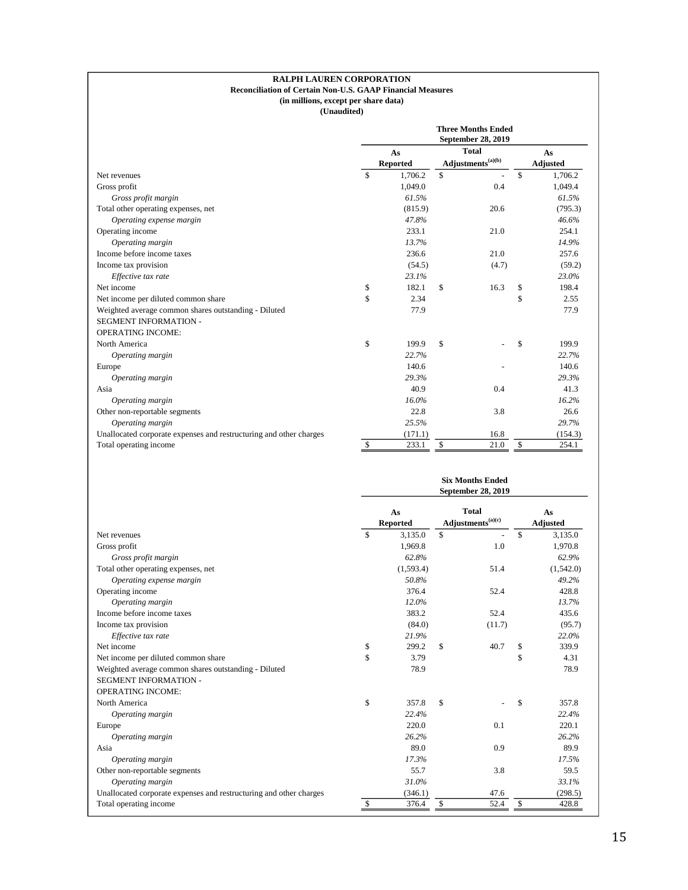**RALPH LAUREN CORPORATION**
**Reconciliation of Certain Non-U.S. GAAP Financial Measures**
**(in millions, except per share data)**
**(Unaudited)**

| | Three Months Ended September 28, 2019 | | |
|---|---|---|---|
| | As Reported | Total Adjustments(a)(b) | As Adjusted |
| Net revenues | $ 1,706.2 | $ - | $ 1,706.2 |
| Gross profit | 1,049.0 | 0.4 | 1,049.4 |
| *Gross profit margin* | *61.5%* | | *61.5%* |
| Total other operating expenses, net | (815.9) | 20.6 | (795.3) |
| *Operating expense margin* | *47.8%* | | *46.6%* |
| Operating income | 233.1 | 21.0 | 254.1 |
| *Operating margin* | *13.7%* | | *14.9%* |
| Income before income taxes | 236.6 | 21.0 | 257.6 |
| Income tax provision | (54.5) | (4.7) | (59.2) |
| *Effective tax rate* | *23.1%* | | *23.0%* |
| Net income | $ 182.1 | $ 16.3 | $ 198.4 |
| Net income per diluted common share | $ 2.34 | | $ 2.55 |
| Weighted average common shares outstanding - Diluted | 77.9 | | 77.9 |
| SEGMENT INFORMATION - | | | |
| OPERATING INCOME: | | | |
| North America | $ 199.9 | $ - | $ 199.9 |
| *Operating margin* | *22.7%* | | *22.7%* |
| Europe | 140.6 | - | 140.6 |
| *Operating margin* | *29.3%* | | *29.3%* |
| Asia | 40.9 | 0.4 | 41.3 |
| *Operating margin* | *16.0%* | | *16.2%* |
| Other non-reportable segments | 22.8 | 3.8 | 26.6 |
| *Operating margin* | *25.5%* | | *29.7%* |
| Unallocated corporate expenses and restructuring and other charges | (171.1) | 16.8 | (154.3) |
| Total operating income | $ 233.1 | $ 21.0 | $ 254.1 |

| | Six Months Ended September 28, 2019 | | |
|---|---|---|---|
| | As Reported | Total Adjustments(a)(c) | As Adjusted |
| Net revenues | $ 3,135.0 | $ - | $ 3,135.0 |
| Gross profit | 1,969.8 | 1.0 | 1,970.8 |
| *Gross profit margin* | *62.8%* | | *62.9%* |
| Total other operating expenses, net | (1,593.4) | 51.4 | (1,542.0) |
| *Operating expense margin* | *50.8%* | | *49.2%* |
| Operating income | 376.4 | 52.4 | 428.8 |
| *Operating margin* | *12.0%* | | *13.7%* |
| Income before income taxes | 383.2 | 52.4 | 435.6 |
| Income tax provision | (84.0) | (11.7) | (95.7) |
| *Effective tax rate* | *21.9%* | | *22.0%* |
| Net income | $ 299.2 | $ 40.7 | $ 339.9 |
| Net income per diluted common share | $ 3.79 | | $ 4.31 |
| Weighted average common shares outstanding - Diluted | 78.9 | | 78.9 |
| SEGMENT INFORMATION - | | | |
| OPERATING INCOME: | | | |
| North America | $ 357.8 | $ - | $ 357.8 |
| *Operating margin* | *22.4%* | | *22.4%* |
| Europe | 220.0 | 0.1 | 220.1 |
| *Operating margin* | *26.2%* | | *26.2%* |
| Asia | 89.0 | 0.9 | 89.9 |
| *Operating margin* | *17.3%* | | *17.5%* |
| Other non-reportable segments | 55.7 | 3.8 | 59.5 |
| *Operating margin* | *31.0%* | | *33.1%* |
| Unallocated corporate expenses and restructuring and other charges | (346.1) | 47.6 | (298.5) |
| Total operating income | $ 376.4 | $ 52.4 | $ 428.8 |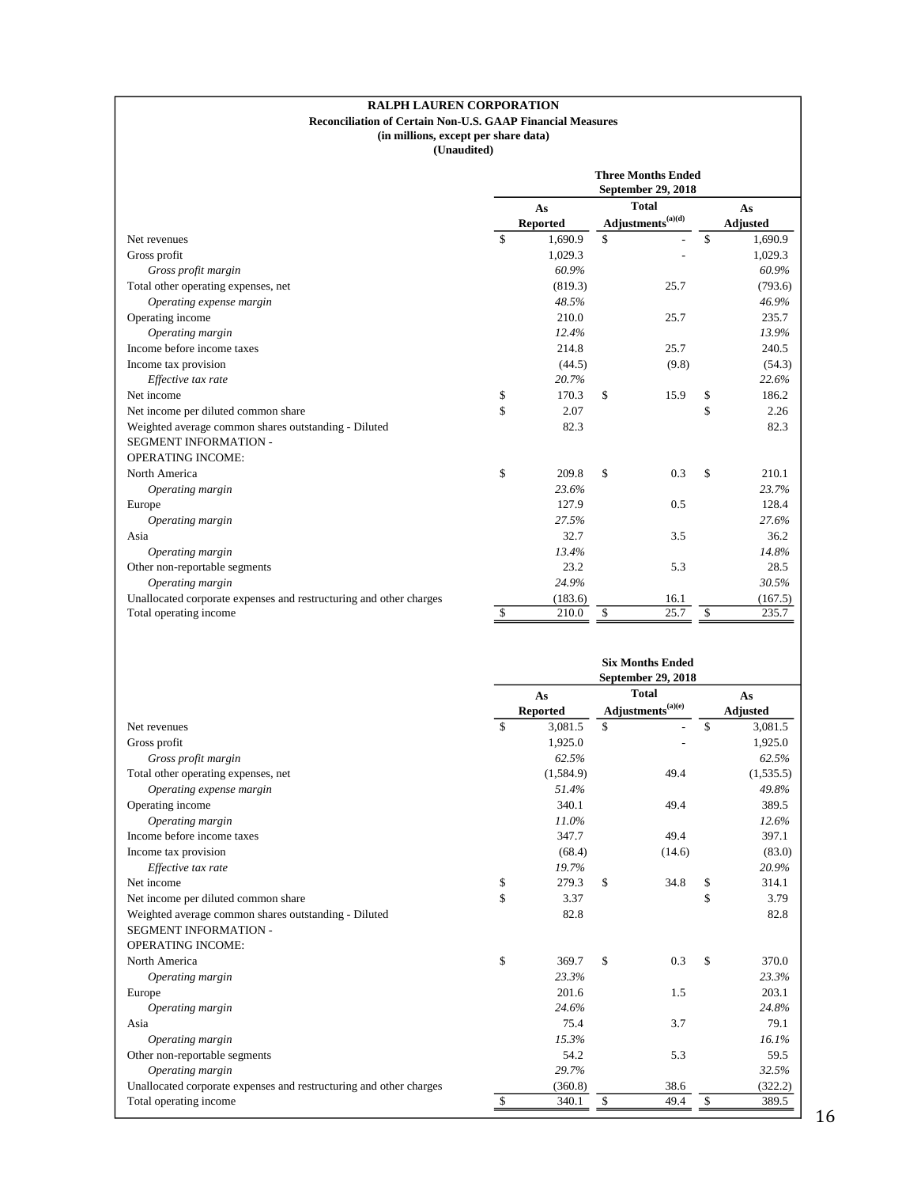**RALPH LAUREN CORPORATION**
**Reconciliation of Certain Non-U.S. GAAP Financial Measures**
**(in millions, except per share data)**
**(Unaudited)**

| | Three Months Ended September 29, 2018 | | |
|---|---|---|---|
| | As Reported | Total Adjustments[(a)(d)] | As Adjusted |
| Net revenues | $ 1,690.9 | $ - | $ 1,690.9 |
| Gross profit | 1,029.3 | - | 1,029.3 |
| *Gross profit margin* | *60.9%* | | *60.9%* |
| Total other operating expenses, net | (819.3) | 25.7 | (793.6) |
| *Operating expense margin* | *48.5%* | | *46.9%* |
| Operating income | 210.0 | 25.7 | 235.7 |
| *Operating margin* | *12.4%* | | *13.9%* |
| Income before income taxes | 214.8 | 25.7 | 240.5 |
| Income tax provision | (44.5) | (9.8) | (54.3) |
| *Effective tax rate* | *20.7%* | | *22.6%* |
| Net income | $ 170.3 | $ 15.9 | $ 186.2 |
| Net income per diluted common share | $ 2.07 | | $ 2.26 |
| Weighted average common shares outstanding - Diluted | 82.3 | | 82.3 |
| SEGMENT INFORMATION - | | | |
| OPERATING INCOME: | | | |
| North America | $ 209.8 | $ 0.3 | $ 210.1 |
| *Operating margin* | *23.6%* | | *23.7%* |
| Europe | 127.9 | 0.5 | 128.4 |
| *Operating margin* | *27.5%* | | *27.6%* |
| Asia | 32.7 | 3.5 | 36.2 |
| *Operating margin* | *13.4%* | | *14.8%* |
| Other non-reportable segments | 23.2 | 5.3 | 28.5 |
| *Operating margin* | *24.9%* | | *30.5%* |
| Unallocated corporate expenses and restructuring and other charges | (183.6) | 16.1 | (167.5) |
| Total operating income | $ 210.0 | $ 25.7 | $ 235.7 |

| | Six Months Ended September 29, 2018 | | |
|---|---|---|---|
| | As Reported | Total Adjustments[(a)(e)] | As Adjusted |
| Net revenues | $ 3,081.5 | $ - | $ 3,081.5 |
| Gross profit | 1,925.0 | - | 1,925.0 |
| *Gross profit margin* | *62.5%* | | *62.5%* |
| Total other operating expenses, net | (1,584.9) | 49.4 | (1,535.5) |
| *Operating expense margin* | *51.4%* | | *49.8%* |
| Operating income | 340.1 | 49.4 | 389.5 |
| *Operating margin* | *11.0%* | | *12.6%* |
| Income before income taxes | 347.7 | 49.4 | 397.1 |
| Income tax provision | (68.4) | (14.6) | (83.0) |
| *Effective tax rate* | *19.7%* | | *20.9%* |
| Net income | $ 279.3 | $ 34.8 | $ 314.1 |
| Net income per diluted common share | $ 3.37 | | $ 3.79 |
| Weighted average common shares outstanding - Diluted | 82.8 | | 82.8 |
| SEGMENT INFORMATION - | | | |
| OPERATING INCOME: | | | |
| North America | $ 369.7 | $ 0.3 | $ 370.0 |
| *Operating margin* | *23.3%* | | *23.3%* |
| Europe | 201.6 | 1.5 | 203.1 |
| *Operating margin* | *24.6%* | | *24.8%* |
| Asia | 75.4 | 3.7 | 79.1 |
| *Operating margin* | *15.3%* | | *16.1%* |
| Other non-reportable segments | 54.2 | 5.3 | 59.5 |
| *Operating margin* | *29.7%* | | *32.5%* |
| Unallocated corporate expenses and restructuring and other charges | (360.8) | 38.6 | (322.2) |
| Total operating income | $ 340.1 | $ 49.4 | $ 389.5 |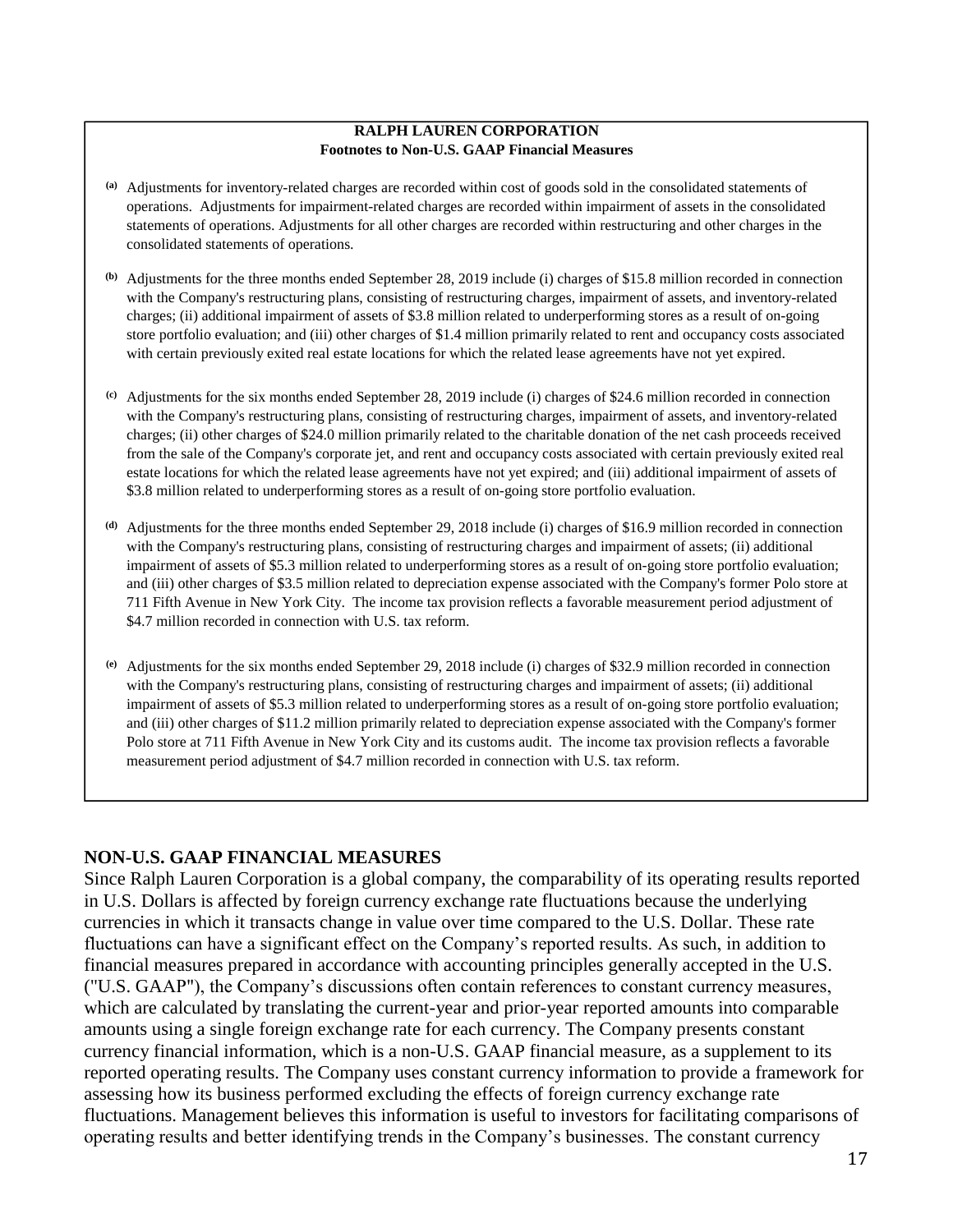**RALPH LAUREN CORPORATION**
**Footnotes to Non-U.S. GAAP Financial Measures**

[a] Adjustments for inventory-related charges are recorded within cost of goods sold in the consolidated statements of operations. Adjustments for impairment-related charges are recorded within impairment of assets in the consolidated statements of operations. Adjustments for all other charges are recorded within restructuring and other charges in the consolidated statements of operations.

[b] Adjustments for the three months ended September 28, 2019 include (i) charges of $15.8 million recorded in connection with the Company's restructuring plans, consisting of restructuring charges, impairment of assets, and inventory-related charges; (ii) additional impairment of assets of $3.8 million related to underperforming stores as a result of on-going store portfolio evaluation; and (iii) other charges of $1.4 million primarily related to rent and occupancy costs associated with certain previously exited real estate locations for which the related lease agreements have not yet expired.

[c] Adjustments for the six months ended September 28, 2019 include (i) charges of $24.6 million recorded in connection with the Company's restructuring plans, consisting of restructuring charges, impairment of assets, and inventory-related charges; (ii) other charges of $24.0 million primarily related to the charitable donation of the net cash proceeds received from the sale of the Company's corporate jet, and rent and occupancy costs associated with certain previously exited real estate locations for which the related lease agreements have not yet expired; and (iii) additional impairment of assets of $3.8 million related to underperforming stores as a result of on-going store portfolio evaluation.

[d] Adjustments for the three months ended September 29, 2018 include (i) charges of $16.9 million recorded in connection with the Company's restructuring plans, consisting of restructuring charges and impairment of assets; (ii) additional impairment of assets of $5.3 million related to underperforming stores as a result of on-going store portfolio evaluation; and (iii) other charges of $3.5 million related to depreciation expense associated with the Company's former Polo store at 711 Fifth Avenue in New York City. The income tax provision reflects a favorable measurement period adjustment of $4.7 million recorded in connection with U.S. tax reform.

[e] Adjustments for the six months ended September 29, 2018 include (i) charges of $32.9 million recorded in connection with the Company's restructuring plans, consisting of restructuring charges and impairment of assets; (ii) additional impairment of assets of $5.3 million related to underperforming stores as a result of on-going store portfolio evaluation; and (iii) other charges of $11.2 million primarily related to depreciation expense associated with the Company's former Polo store at 711 Fifth Avenue in New York City and its customs audit. The income tax provision reflects a favorable measurement period adjustment of $4.7 million recorded in connection with U.S. tax reform.

## NON-U.S. GAAP FINANCIAL MEASURES

Since Ralph Lauren Corporation is a global company, the comparability of its operating results reported in U.S. Dollars is affected by foreign currency exchange rate fluctuations because the underlying currencies in which it transacts change in value over time compared to the U.S. Dollar. These rate fluctuations can have a significant effect on the Company's reported results. As such, in addition to financial measures prepared in accordance with accounting principles generally accepted in the U.S. ("U.S. GAAP"), the Company's discussions often contain references to constant currency measures, which are calculated by translating the current-year and prior-year reported amounts into comparable amounts using a single foreign exchange rate for each currency. The Company presents constant currency financial information, which is a non-U.S. GAAP financial measure, as a supplement to its reported operating results. The Company uses constant currency information to provide a framework for assessing how its business performed excluding the effects of foreign currency exchange rate fluctuations. Management believes this information is useful to investors for facilitating comparisons of operating results and better identifying trends in the Company's businesses. The constant currency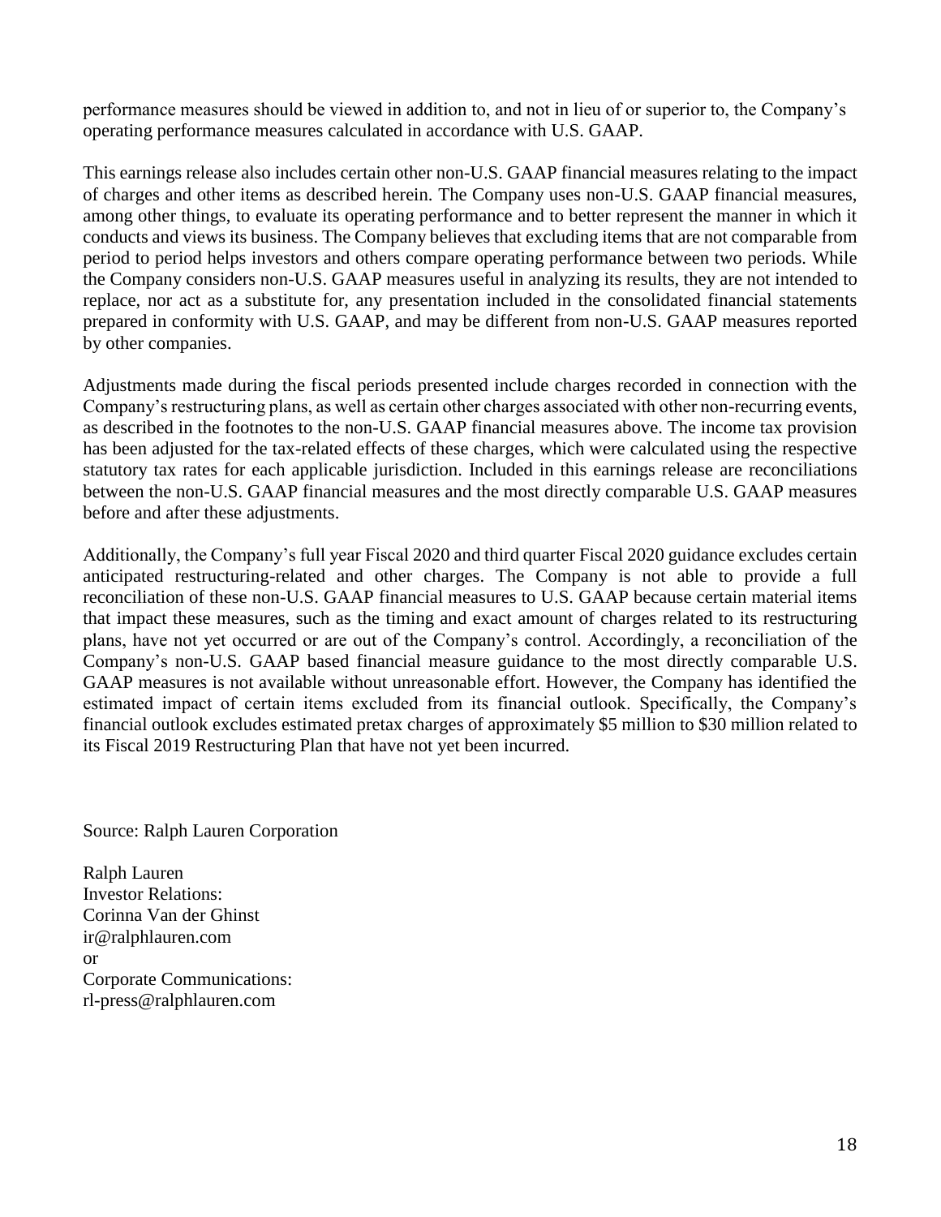performance measures should be viewed in addition to, and not in lieu of or superior to, the Company's operating performance measures calculated in accordance with U.S. GAAP.

This earnings release also includes certain other non-U.S. GAAP financial measures relating to the impact of charges and other items as described herein. The Company uses non-U.S. GAAP financial measures, among other things, to evaluate its operating performance and to better represent the manner in which it conducts and views its business. The Company believes that excluding items that are not comparable from period to period helps investors and others compare operating performance between two periods. While the Company considers non-U.S. GAAP measures useful in analyzing its results, they are not intended to replace, nor act as a substitute for, any presentation included in the consolidated financial statements prepared in conformity with U.S. GAAP, and may be different from non-U.S. GAAP measures reported by other companies.

Adjustments made during the fiscal periods presented include charges recorded in connection with the Company's restructuring plans, as well as certain other charges associated with other non-recurring events, as described in the footnotes to the non-U.S. GAAP financial measures above. The income tax provision has been adjusted for the tax-related effects of these charges, which were calculated using the respective statutory tax rates for each applicable jurisdiction. Included in this earnings release are reconciliations between the non-U.S. GAAP financial measures and the most directly comparable U.S. GAAP measures before and after these adjustments.

Additionally, the Company's full year Fiscal 2020 and third quarter Fiscal 2020 guidance excludes certain anticipated restructuring-related and other charges. The Company is not able to provide a full reconciliation of these non-U.S. GAAP financial measures to U.S. GAAP because certain material items that impact these measures, such as the timing and exact amount of charges related to its restructuring plans, have not yet occurred or are out of the Company's control. Accordingly, a reconciliation of the Company's non-U.S. GAAP based financial measure guidance to the most directly comparable U.S. GAAP measures is not available without unreasonable effort. However, the Company has identified the estimated impact of certain items excluded from its financial outlook. Specifically, the Company's financial outlook excludes estimated pretax charges of approximately $5 million to $30 million related to its Fiscal 2019 Restructuring Plan that have not yet been incurred.

Source: Ralph Lauren Corporation

Ralph Lauren  
Investor Relations:  
Corinna Van der Ghinst  
ir@ralphlauren.com  
or  
Corporate Communications:  
rl-press@ralphlauren.com